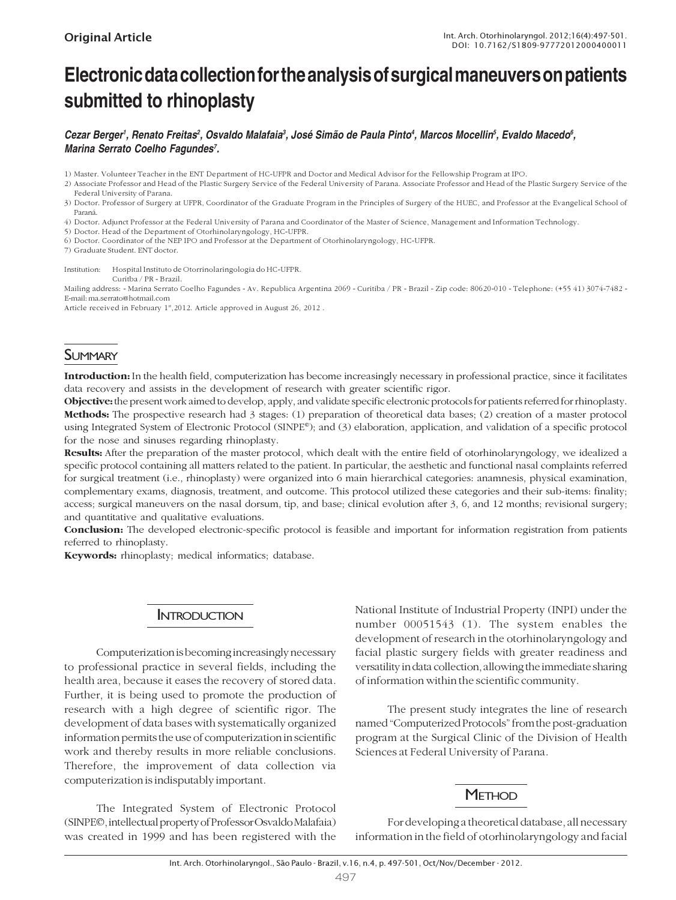Original Article

# Electronic data collection for the analysis of surgical maneuvers on patients submitted to rhinoplasty

***Cezar Berger[1], Renato Freitas[2], Osvaldo Malafaia[3], José Simão de Paula Pinto[4], Marcos Mocellin[5], Evaldo Macedo[6], Marina Serrato Coelho Fagundes[7].***

1) Master. Volunteer Teacher in the ENT Department of HC-UFPR and Doctor and Medical Advisor for the Fellowship Program at IPO.
2) Associate Professor and Head of the Plastic Surgery Service of the Federal University of Parana. Associate Professor and Head of the Plastic Surgery Service of the Federal University of Parana.
3) Doctor. Professor of Surgery at UFPR, Coordinator of the Graduate Program in the Principles of Surgery of the HUEC, and Professor at the Evangelical School of Paraná.
4) Doctor. Adjunct Professor at the Federal University of Parana and Coordinator of the Master of Science, Management and Information Technology.
5) Doctor. Head of the Department of Otorhinolaryngology, HC-UFPR.
6) Doctor. Coordinator of the NEP IPO and Professor at the Department of Otorhinolaryngology, HC-UFPR.
7) Graduate Student. ENT doctor.

Institution: Hospital Instituto de Otorrinolaringologia do HC-UFPR. Curitiba / PR - Brazil.

Mailing address: - Marina Serrato Coelho Fagundes - Av. Republica Argentina 2069 - Curitiba / PR - Brazil - Zip code: 80620-010 - Telephone: (+55 41) 3074-7482 - E-mail: ma.serrato@hotmail.com

Article received in February 1st, 2012. Article approved in August 26, 2012 .

## Summary

**Introduction:** In the health field, computerization has become increasingly necessary in professional practice, since it facilitates data recovery and assists in the development of research with greater scientific rigor.

**Objective:** the present work aimed to develop, apply, and validate specific electronic protocols for patients referred for rhinoplasty.

**Methods:** The prospective research had 3 stages: (1) preparation of theoretical data bases; (2) creation of a master protocol using Integrated System of Electronic Protocol (SINPE©); and (3) elaboration, application, and validation of a specific protocol for the nose and sinuses regarding rhinoplasty.

**Results:** After the preparation of the master protocol, which dealt with the entire field of otorhinolaryngology, we idealized a specific protocol containing all matters related to the patient. In particular, the aesthetic and functional nasal complaints referred for surgical treatment (i.e., rhinoplasty) were organized into 6 main hierarchical categories: anamnesis, physical examination, complementary exams, diagnosis, treatment, and outcome. This protocol utilized these categories and their sub-items: finality; access; surgical maneuvers on the nasal dorsum, tip, and base; clinical evolution after 3, 6, and 12 months; revisional surgery; and quantitative and qualitative evaluations.

**Conclusion:** The developed electronic-specific protocol is feasible and important for information registration from patients referred to rhinoplasty.

**Keywords:** rhinoplasty; medical informatics; database.

## Introduction

Computerization is becoming increasingly necessary to professional practice in several fields, including the health area, because it eases the recovery of stored data. Further, it is being used to promote the production of research with a high degree of scientific rigor. The development of data bases with systematically organized information permits the use of computerization in scientific work and thereby results in more reliable conclusions. Therefore, the improvement of data collection via computerization is indisputably important.

The Integrated System of Electronic Protocol (SINPE©, intellectual property of Professor Osvaldo Malafaia) was created in 1999 and has been registered with the National Institute of Industrial Property (INPI) under the number 00051543 (1). The system enables the development of research in the otorhinolaryngology and facial plastic surgery fields with greater readiness and versatility in data collection, allowing the immediate sharing of information within the scientific community.

The present study integrates the line of research named "Computerized Protocols" from the post-graduation program at the Surgical Clinic of the Division of Health Sciences at Federal University of Parana.

## Method

For developing a theoretical database, all necessary information in the field of otorhinolaryngology and facial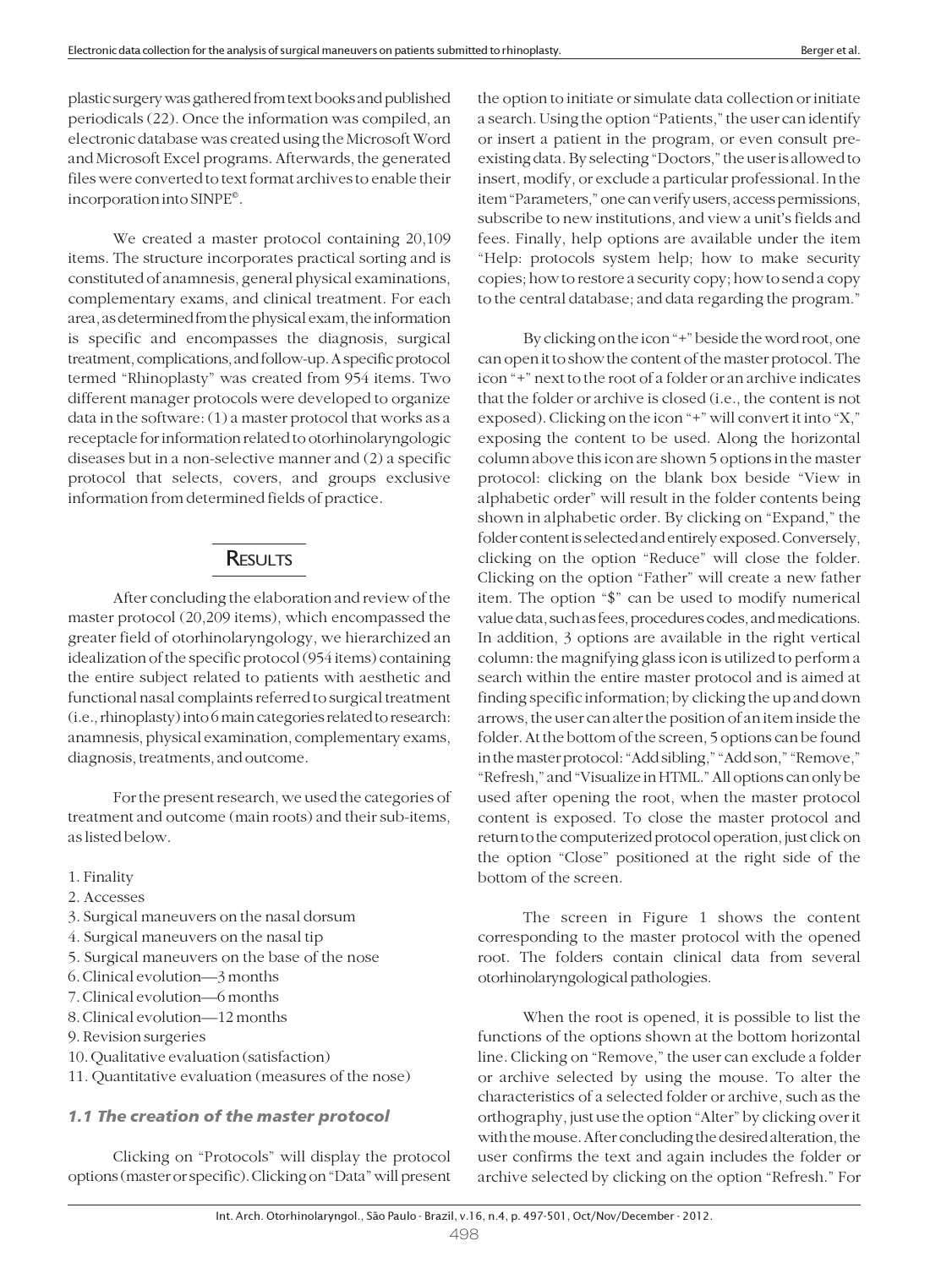plastic surgery was gathered from text books and published periodicals (22). Once the information was compiled, an electronic database was created using the Microsoft Word and Microsoft Excel programs. Afterwards, the generated files were converted to text format archives to enable their incorporation into SINPE©.

We created a master protocol containing 20,109 items. The structure incorporates practical sorting and is constituted of anamnesis, general physical examinations, complementary exams, and clinical treatment. For each area, as determined from the physical exam, the information is specific and encompasses the diagnosis, surgical treatment, complications, and follow-up. A specific protocol termed "Rhinoplasty" was created from 954 items. Two different manager protocols were developed to organize data in the software: (1) a master protocol that works as a receptacle for information related to otorhinolaryngologic diseases but in a non-selective manner and (2) a specific protocol that selects, covers, and groups exclusive information from determined fields of practice.

## RESULTS

After concluding the elaboration and review of the master protocol (20,209 items), which encompassed the greater field of otorhinolaryngology, we hierarchized an idealization of the specific protocol (954 items) containing the entire subject related to patients with aesthetic and functional nasal complaints referred to surgical treatment (i.e., rhinoplasty) into 6 main categories related to research: anamnesis, physical examination, complementary exams, diagnosis, treatments, and outcome.

For the present research, we used the categories of treatment and outcome (main roots) and their sub-items, as listed below.

1. Finality
2. Accesses
3. Surgical maneuvers on the nasal dorsum
4. Surgical maneuvers on the nasal tip
5. Surgical maneuvers on the base of the nose
6. Clinical evolution—3 months
7. Clinical evolution—6 months
8. Clinical evolution—12 months
9. Revision surgeries
10. Qualitative evaluation (satisfaction)
11. Quantitative evaluation (measures of the nose)

### *1.1 The creation of the master protocol*

Clicking on "Protocols" will display the protocol options (master or specific). Clicking on "Data" will present the option to initiate or simulate data collection or initiate a search. Using the option "Patients," the user can identify or insert a patient in the program, or even consult pre-existing data. By selecting "Doctors," the user is allowed to insert, modify, or exclude a particular professional. In the item "Parameters," one can verify users, access permissions, subscribe to new institutions, and view a unit's fields and fees. Finally, help options are available under the item "Help: protocols system help; how to make security copies; how to restore a security copy; how to send a copy to the central database; and data regarding the program."

By clicking on the icon "+" beside the word root, one can open it to show the content of the master protocol. The icon "+" next to the root of a folder or an archive indicates that the folder or archive is closed (i.e., the content is not exposed). Clicking on the icon "+" will convert it into "X," exposing the content to be used. Along the horizontal column above this icon are shown 5 options in the master protocol: clicking on the blank box beside "View in alphabetic order" will result in the folder contents being shown in alphabetic order. By clicking on "Expand," the folder content is selected and entirely exposed. Conversely, clicking on the option "Reduce" will close the folder. Clicking on the option "Father" will create a new father item. The option "$" can be used to modify numerical value data, such as fees, procedures codes, and medications. In addition, 3 options are available in the right vertical column: the magnifying glass icon is utilized to perform a search within the entire master protocol and is aimed at finding specific information; by clicking the up and down arrows, the user can alter the position of an item inside the folder. At the bottom of the screen, 5 options can be found in the master protocol: "Add sibling," "Add son," "Remove," "Refresh," and "Visualize in HTML." All options can only be used after opening the root, when the master protocol content is exposed. To close the master protocol and return to the computerized protocol operation, just click on the option "Close" positioned at the right side of the bottom of the screen.

The screen in Figure 1 shows the content corresponding to the master protocol with the opened root. The folders contain clinical data from several otorhinolaryngological pathologies.

When the root is opened, it is possible to list the functions of the options shown at the bottom horizontal line. Clicking on "Remove," the user can exclude a folder or archive selected by using the mouse. To alter the characteristics of a selected folder or archive, such as the orthography, just use the option "Alter" by clicking over it with the mouse. After concluding the desired alteration, the user confirms the text and again includes the folder or archive selected by clicking on the option "Refresh." For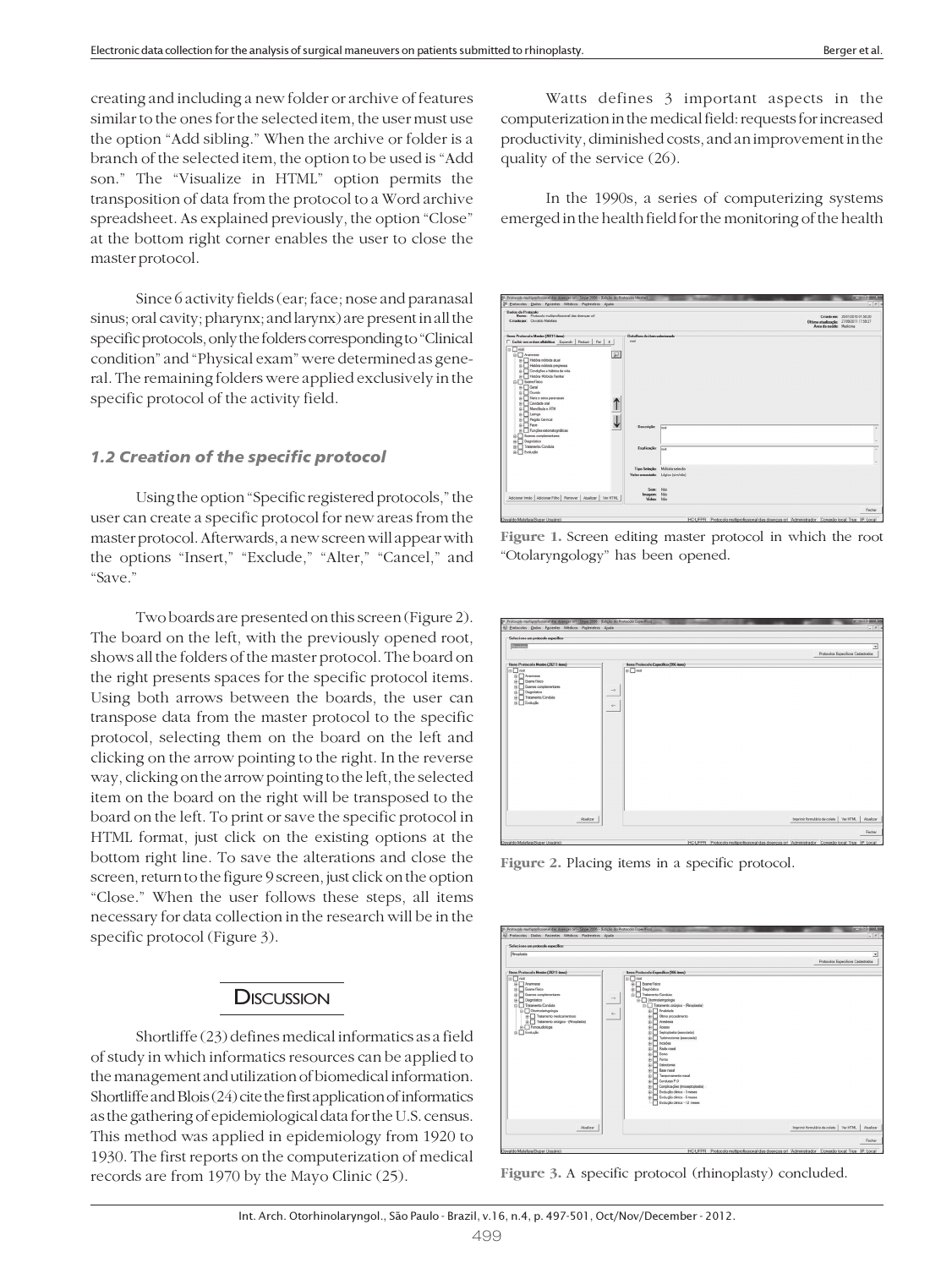creating and including a new folder or archive of features similar to the ones for the selected item, the user must use the option "Add sibling." When the archive or folder is a branch of the selected item, the option to be used is "Add son." The "Visualize in HTML" option permits the transposition of data from the protocol to a Word archive spreadsheet. As explained previously, the option "Close" at the bottom right corner enables the user to close the master protocol.

Since 6 activity fields (ear; face; nose and paranasal sinus; oral cavity; pharynx; and larynx) are present in all the specific protocols, only the folders corresponding to "Clinical condition" and "Physical exam" were determined as general. The remaining folders were applied exclusively in the specific protocol of the activity field.

### *1.2 Creation of the specific protocol*

Using the option "Specific registered protocols," the user can create a specific protocol for new areas from the master protocol. Afterwards, a new screen will appear with the options "Insert," "Exclude," "Alter," "Cancel," and "Save."

Two boards are presented on this screen (Figure 2). The board on the left, with the previously opened root, shows all the folders of the master protocol. The board on the right presents spaces for the specific protocol items. Using both arrows between the boards, the user can transpose data from the master protocol to the specific protocol, selecting them on the board on the left and clicking on the arrow pointing to the right. In the reverse way, clicking on the arrow pointing to the left, the selected item on the board on the right will be transposed to the board on the left. To print or save the specific protocol in HTML format, just click on the existing options at the bottom right line. To save the alterations and close the screen, return to the figure 9 screen, just click on the option "Close." When the user follows these steps, all items necessary for data collection in the research will be in the specific protocol (Figure 3).

## Discussion

Shortliffe (23) defines medical informatics as a field of study in which informatics resources can be applied to the management and utilization of biomedical information. Shortliffe and Blois (24) cite the first application of informatics as the gathering of epidemiological data for the U.S. census. This method was applied in epidemiology from 1920 to 1930. The first reports on the computerization of medical records are from 1970 by the Mayo Clinic (25).

Watts defines 3 important aspects in the computerization in the medical field: requests for increased productivity, diminished costs, and an improvement in the quality of the service (26).

In the 1990s, a series of computerizing systems emerged in the health field for the monitoring of the health

**Figure 1.** Screen editing master protocol in which the root "Otolaryngology" has been opened.

**Figure 2.** Placing items in a specific protocol.

**Figure 3.** A specific protocol (rhinoplasty) concluded.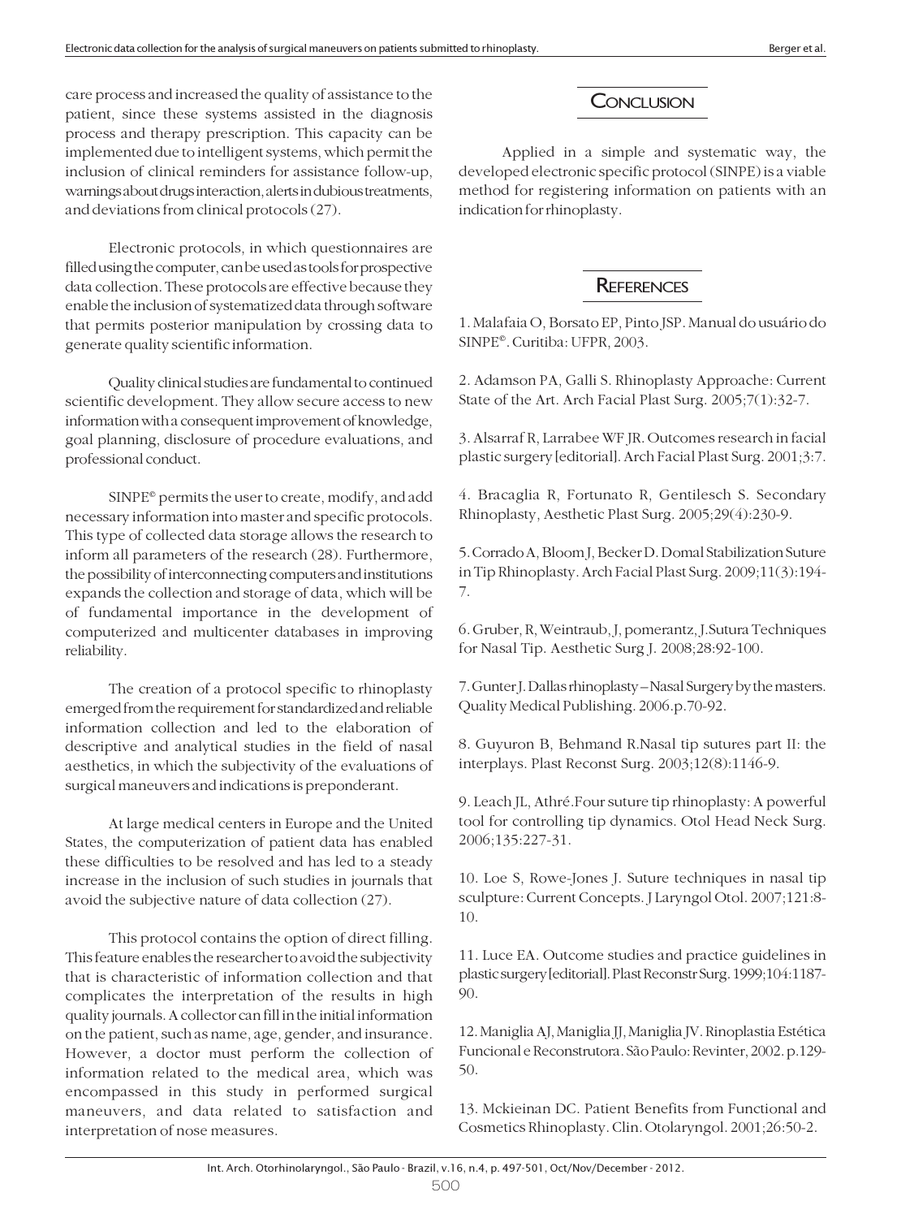care process and increased the quality of assistance to the patient, since these systems assisted in the diagnosis process and therapy prescription. This capacity can be implemented due to intelligent systems, which permit the inclusion of clinical reminders for assistance follow-up, warnings about drugs interaction, alerts in dubious treatments, and deviations from clinical protocols (27).

Electronic protocols, in which questionnaires are filled using the computer, can be used as tools for prospective data collection. These protocols are effective because they enable the inclusion of systematized data through software that permits posterior manipulation by crossing data to generate quality scientific information.

Quality clinical studies are fundamental to continued scientific development. They allow secure access to new information with a consequent improvement of knowledge, goal planning, disclosure of procedure evaluations, and professional conduct.

SINPE© permits the user to create, modify, and add necessary information into master and specific protocols. This type of collected data storage allows the research to inform all parameters of the research (28). Furthermore, the possibility of interconnecting computers and institutions expands the collection and storage of data, which will be of fundamental importance in the development of computerized and multicenter databases in improving reliability.

The creation of a protocol specific to rhinoplasty emerged from the requirement for standardized and reliable information collection and led to the elaboration of descriptive and analytical studies in the field of nasal aesthetics, in which the subjectivity of the evaluations of surgical maneuvers and indications is preponderant.

At large medical centers in Europe and the United States, the computerization of patient data has enabled these difficulties to be resolved and has led to a steady increase in the inclusion of such studies in journals that avoid the subjective nature of data collection (27).

This protocol contains the option of direct filling. This feature enables the researcher to avoid the subjectivity that is characteristic of information collection and that complicates the interpretation of the results in high quality journals. A collector can fill in the initial information on the patient, such as name, age, gender, and insurance. However, a doctor must perform the collection of information related to the medical area, which was encompassed in this study in performed surgical maneuvers, and data related to satisfaction and interpretation of nose measures.

## Conclusion

Applied in a simple and systematic way, the developed electronic specific protocol (SINPE) is a viable method for registering information on patients with an indication for rhinoplasty.

## References

1. Malafaia O, Borsato EP, Pinto JSP. Manual do usuário do SINPE©. Curitiba: UFPR, 2003.

2. Adamson PA, Galli S. Rhinoplasty Approache: Current State of the Art. Arch Facial Plast Surg. 2005;7(1):32-7.

3. Alsarraf R, Larrabee WF JR. Outcomes research in facial plastic surgery [editorial]. Arch Facial Plast Surg. 2001;3:7.

4. Bracaglia R, Fortunato R, Gentilesch S. Secondary Rhinoplasty, Aesthetic Plast Surg. 2005;29(4):230-9.

5. Corrado A, Bloom J, Becker D. Domal Stabilization Suture in Tip Rhinoplasty. Arch Facial Plast Surg. 2009;11(3):194-7.

6. Gruber, R, Weintraub, J, pomerantz, J.Sutura Techniques for Nasal Tip. Aesthetic Surg J. 2008;28:92-100.

7. Gunter J. Dallas rhinoplasty – Nasal Surgery by the masters. Quality Medical Publishing. 2006.p.70-92.

8. Guyuron B, Behmand R.Nasal tip sutures part II: the interplays. Plast Reconst Surg. 2003;12(8):1146-9.

9. Leach JL, Athré.Four suture tip rhinoplasty: A powerful tool for controlling tip dynamics. Otol Head Neck Surg. 2006;135:227-31.

10. Loe S, Rowe-Jones J. Suture techniques in nasal tip sculpture: Current Concepts. J Laryngol Otol. 2007;121:8-10.

11. Luce EA. Outcome studies and practice guidelines in plastic surgery [editorial]. Plast Reconstr Surg. 1999;104:1187-90.

12. Maniglia AJ, Maniglia JJ, Maniglia JV. Rinoplastia Estética Funcional e Reconstrutora. São Paulo: Revinter, 2002. p.129-50.

13. Mckieinan DC. Patient Benefits from Functional and Cosmetics Rhinoplasty. Clin. Otolaryngol. 2001;26:50-2.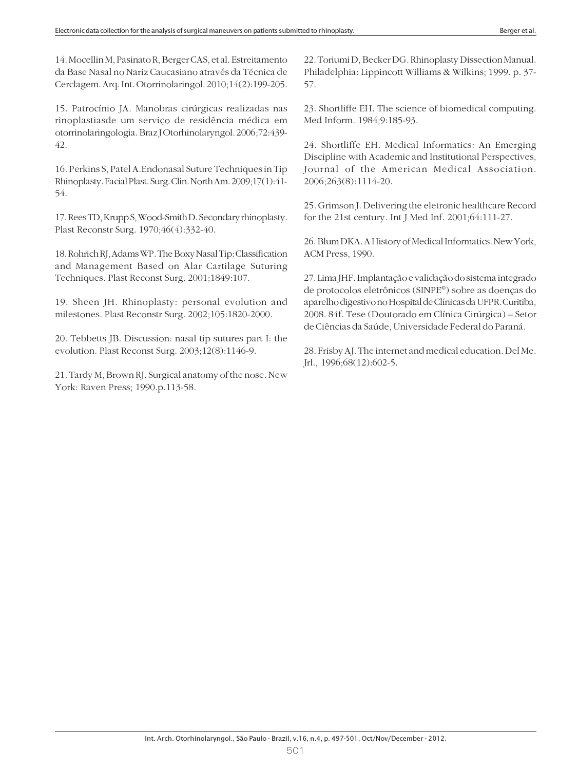14. Mocellin M, Pasinato R, Berger CAS, et al. Estreitamento da Base Nasal no Nariz Caucasiano através da Técnica de Cerclagem. Arq. Int. Otorrinolaringol. 2010;14(2):199-205.

15. Patrocínio JA. Manobras cirúrgicas realizadas nas rinoplastiasde um serviço de residência médica em otorrinolaringologia. Braz J Otorhinolaryngol. 2006;72:439-42.

16. Perkins S, Patel A.Endonasal Suture Techniques in Tip Rhinoplasty. Facial Plast. Surg. Clin. North Am. 2009;17(1):41-54.

17. Rees TD, Krupp S, Wood-Smith D. Secondary rhinoplasty. Plast Reconstr Surg. 1970;46(4):332-40.

18. Rohrich RJ, Adams WP. The Boxy Nasal Tip: Classification and Management Based on Alar Cartilage Suturing Techniques. Plast Reconst Surg. 2001;1849:107.

19. Sheen JH. Rhinoplasty: personal evolution and milestones. Plast Reconstr Surg. 2002;105:1820-2000.

20. Tebbetts JB. Discussion: nasal tip sutures part I: the evolution. Plast Reconst Surg. 2003;12(8):1146-9.

21. Tardy M, Brown RJ. Surgical anatomy of the nose. New York: Raven Press; 1990.p.113-58.

22. Toriumi D, Becker DG. Rhinoplasty Dissection Manual. Philadelphia: Lippincott Williams & Wilkins; 1999. p. 37-57.

23. Shortliffe EH. The science of biomedical computing. Med Inform. 1984;9:185-93.

24. Shortliffe EH. Medical Informatics: An Emerging Discipline with Academic and Institutional Perspectives, Journal of the American Medical Association. 2006;263(8):1114-20.

25. Grimson J. Delivering the eletronic healthcare Record for the 21st century. Int J Med Inf. 2001;64:111-27.

26. Blum DKA. A History of Medical Informatics. New York, ACM Press, 1990.

27. Lima JHF. Implantação e validação do sistema integrado de protocolos eletrônicos (SINPE©) sobre as doenças do aparelho digestivo no Hospital de Clínicas da UFPR. Curitiba, 2008. 84f. Tese (Doutorado em Clínica Cirúrgica) – Setor de Ciências da Saúde, Universidade Federal do Paraná.

28. Frisby AJ. The internet and medical education. Del Me. Jrl., 1996;68(12):602-5.